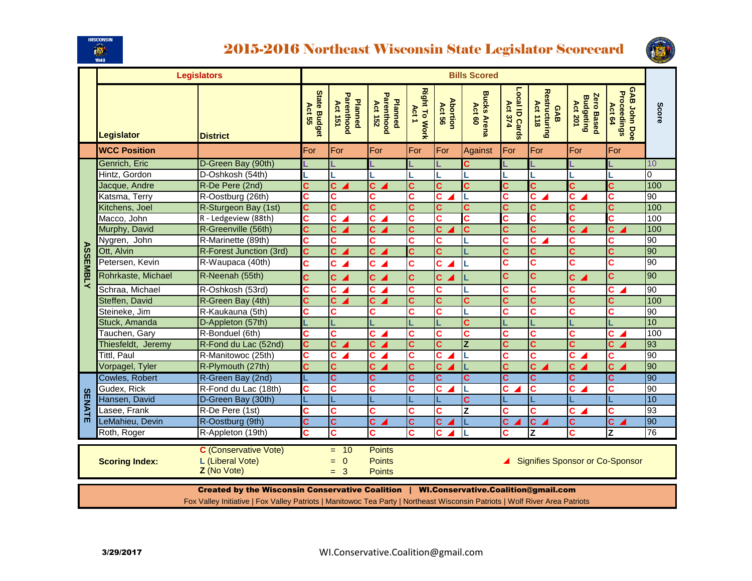# 2015-2016 Northeast Wisconsin State Legislator Scorecard

| | Legislators | | Bills Scored | | | | | | | | | | |
|---|---|---|---|---|---|---|---|---|---|---|---|---|---|
| | Legislator | District | State Budget Act 55 | Planned Parenthood Act 151 | Planned Parenthood Act 152 | Right To Work Act 1 | Abortion Act 56 | Bucks Arena Act 60 | Local ID Cards Act 374 | GAB Restructuring Act 118 | Zero Based Budgeting Act 201 | GAB John Doe Proceedings Act 64 | Score |
| | WCC Position | | For | For | For | For | For | Against | For | For | For | For | |
| ASSEMBLY | Genrich, Eric | D-Green Bay (90th) | L | L | L | L | L | C | L | L | L | L | 10 |
| ASSEMBLY | Hintz, Gordon | D-Oshkosh (54th) | L | L | L | L | L | L | L | L | L | L | 0 |
| ASSEMBLY | Jacque, Andre | R-De Pere (2nd) | C | C ◢ | C ◢ | C | C | C | C | C | C | C | 100 |
| ASSEMBLY | Katsma, Terry | R-Oostburg (26th) | C | C | C | C | C ◢ | L | C | C ◢ | C ◢ | C | 90 |
| ASSEMBLY | Kitchens, Joel | R-Sturgeon Bay (1st) | C | C | C | C | C | C | C | C | C | C | 100 |
| ASSEMBLY | Macco, John | R - Ledgeview (88th) | C | C ◢ | C ◢ | C | C | C | C | C | C | C | 100 |
| ASSEMBLY | Murphy, David | R-Greenville (56th) | C | C ◢ | C ◢ | C | C ◢ | C | C | C | C ◢ | C ◢ | 100 |
| ASSEMBLY | Nygren, John | R-Marinette (89th) | C | C | C | C | C | L | C | C ◢ | C | C | 90 |
| ASSEMBLY | Ott, Alvin | R-Forest Junction (3rd) | C | C ◢ | C ◢ | C | C | L | C | C | C | C | 90 |
| ASSEMBLY | Petersen, Kevin | R-Waupaca (40th) | C | C ◢ | C ◢ | C | C ◢ | L | C | C | C | C | 90 |
| ASSEMBLY | Rohrkaste, Michael | R-Neenah (55th) | C | C ◢ | C ◢ | C | C ◢ | L | C | C | C ◢ | C | 90 |
| ASSEMBLY | Schraa, Michael | R-Oshkosh (53rd) | C | C ◢ | C ◢ | C | C | L | C | C | C | C ◢ | 90 |
| ASSEMBLY | Steffen, David | R-Green Bay (4th) | C | C ◢ | C ◢ | C | C | C | C | C | C | C | 100 |
| ASSEMBLY | Steineke, Jim | R-Kaukauna (5th) | C | C | C | C | C | L | C | C | C | C | 90 |
| ASSEMBLY | Stuck, Amanda | D-Appleton (57th) | L | L | L | L | L | C | L | L | L | L | 10 |
| ASSEMBLY | Tauchen, Gary | R-Bonduel (6th) | C | C | C ◢ | C | C | C | C | C | C | C ◢ | 100 |
| ASSEMBLY | Thiesfeldt, Jeremy | R-Fond du Lac (52nd) | C | C ◢ | C ◢ | C | C | Z | C | C | C | C ◢ | 93 |
| ASSEMBLY | Tittl, Paul | R-Manitowoc (25th) | C | C ◢ | C ◢ | C | C ◢ | L | C | C | C ◢ | C | 90 |
| ASSEMBLY | Vorpagel, Tyler | R-Plymouth (27th) | C | C | C ◢ | C | C ◢ | L | C | C ◢ | C ◢ | C ◢ | 90 |
| SENATE | Cowles, Robert | R-Green Bay (2nd) | L | C | C | C | C | C | C | C | C | C | 90 |
| SENATE | Gudex, Rick | R-Fond du Lac (18th) | C | C | C | C | C ◢ | L | C ◢ | C | C ◢ | C | 90 |
| SENATE | Hansen, David | D-Green Bay (30th) | L | L | L | L | L | C | L | L | L | L | 10 |
| SENATE | Lasee, Frank | R-De Pere (1st) | C | C | C | C | C | Z | C | C | C ◢ | C | 93 |
| SENATE | LeMahieu, Devin | R-Oostburg (9th) | C | C | C ◢ | C | C ◢ | L | C ◢ | C ◢ | C | C ◢ | 90 |
| SENATE | Roth, Roger | R-Appleton (19th) | C | C | C | C | C ◢ | L | C | Z | C | Z | 76 |

**Scoring Index:**
- **C** (Conservative Vote) = 10 Points
- **L** (Liberal Vote) = 0 Points
- **Z** (No Vote) = 3 Points

◢ Signifies Sponsor or Co-Sponsor

**Created by the Wisconsin Conservative Coalition | WI.Conservative.Coalition@gmail.com**

Fox Valley Initiative | Fox Valley Patriots | Manitowoc Tea Party | Northeast Wisconsin Patriots | Wolf River Area Patriots

**3/29/2017**

WI.Conservative.Coalition@gmail.com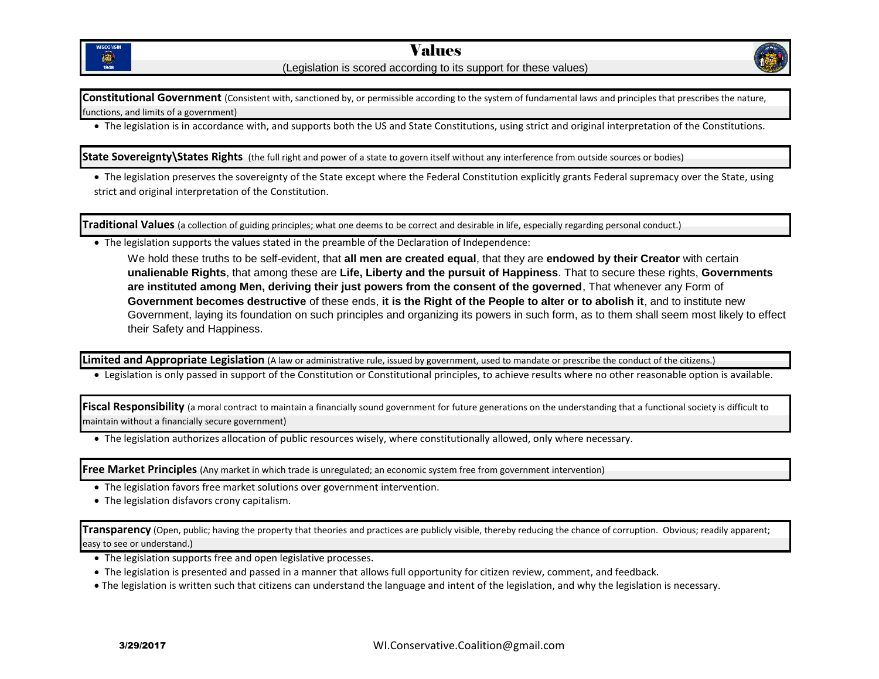# Values

(Legislation is scored according to its support for these values)

**Constitutional Government** (Consistent with, sanctioned by, or permissible according to the system of fundamental laws and principles that prescribes the nature, functions, and limits of a government)

- The legislation is in accordance with, and supports both the US and State Constitutions, using strict and original interpretation of the Constitutions.

**State Sovereignty\States Rights** (the full right and power of a state to govern itself without any interference from outside sources or bodies)

- The legislation preserves the sovereignty of the State except where the Federal Constitution explicitly grants Federal supremacy over the State, using strict and original interpretation of the Constitution.

**Traditional Values** (a collection of guiding principles; what one deems to be correct and desirable in life, especially regarding personal conduct.)

- The legislation supports the values stated in the preamble of the Declaration of Independence:

  We hold these truths to be self-evident, that **all men are created equal**, that they are **endowed by their Creator** with certain **unalienable Rights**, that among these are **Life, Liberty and the pursuit of Happiness**. That to secure these rights, **Governments are instituted among Men, deriving their just powers from the consent of the governed**, That whenever any Form of **Government becomes destructive** of these ends, **it is the Right of the People to alter or to abolish it**, and to institute new Government, laying its foundation on such principles and organizing its powers in such form, as to them shall seem most likely to effect their Safety and Happiness.

**Limited and Appropriate Legislation** (A law or administrative rule, issued by government, used to mandate or prescribe the conduct of the citizens.)

- Legislation is only passed in support of the Constitution or Constitutional principles, to achieve results where no other reasonable option is available.

**Fiscal Responsibility** (a moral contract to maintain a financially sound government for future generations on the understanding that a functional society is difficult to maintain without a financially secure government)

- The legislation authorizes allocation of public resources wisely, where constitutionally allowed, only where necessary.

**Free Market Principles** (Any market in which trade is unregulated; an economic system free from government intervention)

- The legislation favors free market solutions over government intervention.
- The legislation disfavors crony capitalism.

**Transparency** (Open, public; having the property that theories and practices are publicly visible, thereby reducing the chance of corruption. Obvious; readily apparent; easy to see or understand.)

- The legislation supports free and open legislative processes.
- The legislation is presented and passed in a manner that allows full opportunity for citizen review, comment, and feedback.
- The legislation is written such that citizens can understand the language and intent of the legislation, and why the legislation is necessary.

3/29/2017 WI.Conservative.Coalition@gmail.com